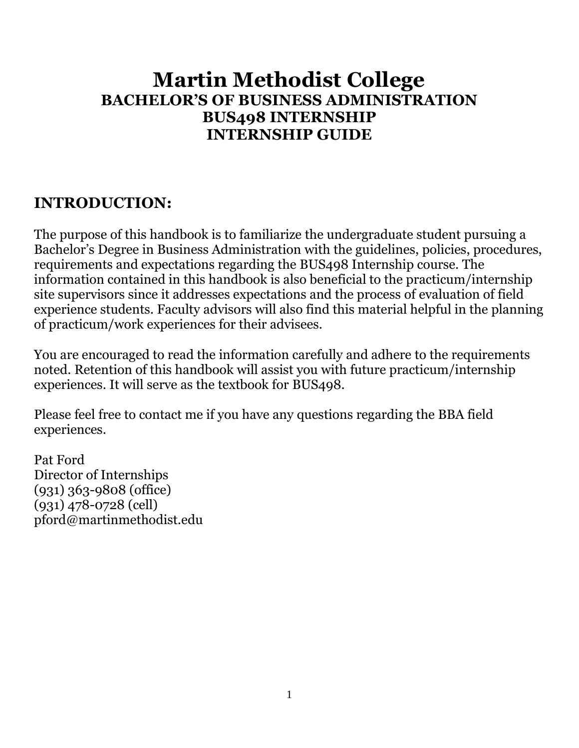# Martin Methodist College

## BACHELOR'S OF BUSINESS ADMINISTRATION
## BUS498 INTERNSHIP
## INTERNSHIP GUIDE

## INTRODUCTION:

The purpose of this handbook is to familiarize the undergraduate student pursuing a Bachelor's Degree in Business Administration with the guidelines, policies, procedures, requirements and expectations regarding the BUS498 Internship course. The information contained in this handbook is also beneficial to the practicum/internship site supervisors since it addresses expectations and the process of evaluation of field experience students. Faculty advisors will also find this material helpful in the planning of practicum/work experiences for their advisees.

You are encouraged to read the information carefully and adhere to the requirements noted. Retention of this handbook will assist you with future practicum/internship experiences. It will serve as the textbook for BUS498.

Please feel free to contact me if you have any questions regarding the BBA field experiences.

Pat Ford
Director of Internships
(931) 363-9808 (office)
(931) 478-0728 (cell)
pford@martinmethodist.edu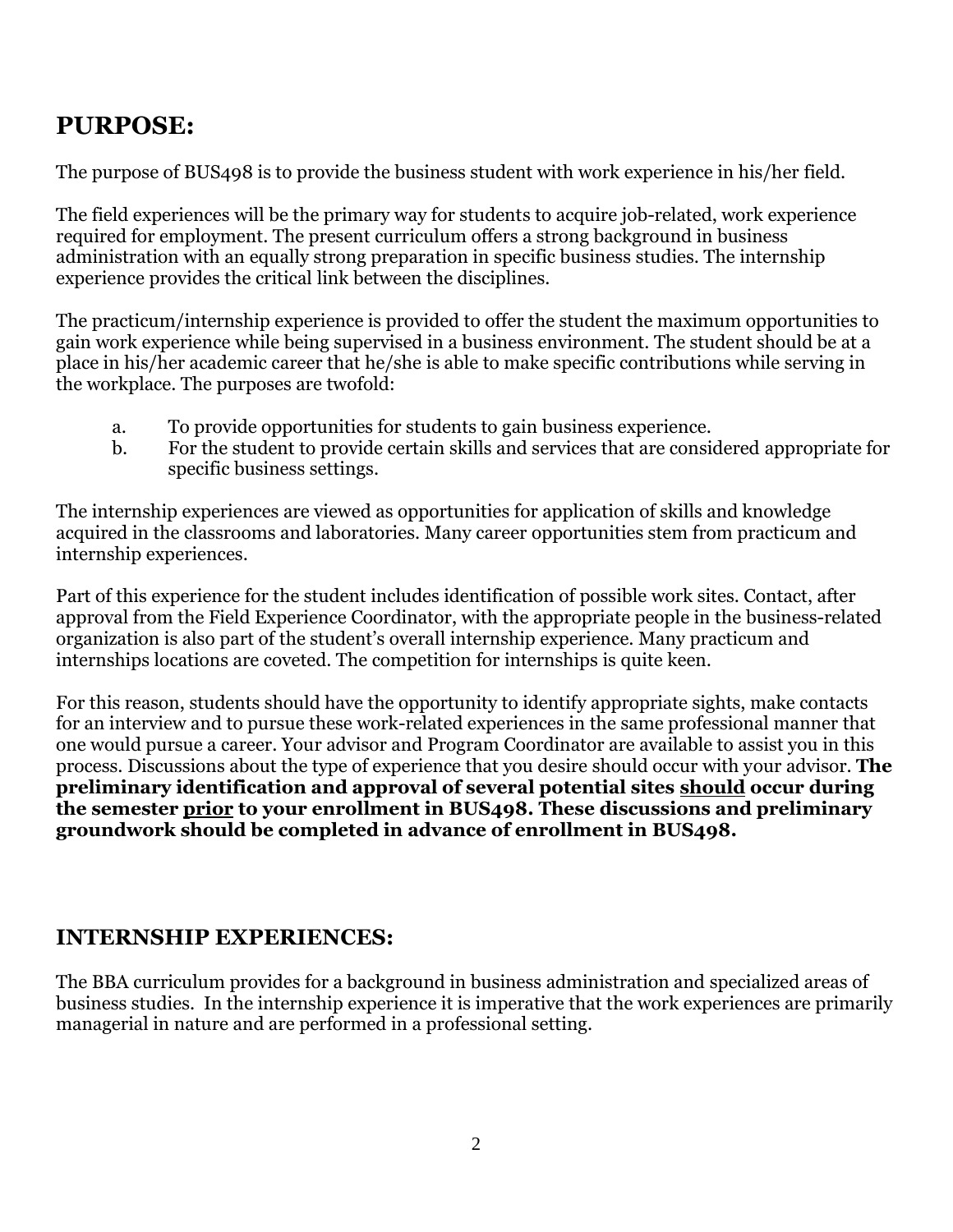## PURPOSE:

The purpose of BUS498 is to provide the business student with work experience in his/her field.

The field experiences will be the primary way for students to acquire job-related, work experience required for employment. The present curriculum offers a strong background in business administration with an equally strong preparation in specific business studies. The internship experience provides the critical link between the disciplines.

The practicum/internship experience is provided to offer the student the maximum opportunities to gain work experience while being supervised in a business environment. The student should be at a place in his/her academic career that he/she is able to make specific contributions while serving in the workplace. The purposes are twofold:

a. To provide opportunities for students to gain business experience.
b. For the student to provide certain skills and services that are considered appropriate for specific business settings.

The internship experiences are viewed as opportunities for application of skills and knowledge acquired in the classrooms and laboratories. Many career opportunities stem from practicum and internship experiences.

Part of this experience for the student includes identification of possible work sites. Contact, after approval from the Field Experience Coordinator, with the appropriate people in the business-related organization is also part of the student's overall internship experience. Many practicum and internships locations are coveted. The competition for internships is quite keen.

For this reason, students should have the opportunity to identify appropriate sights, make contacts for an interview and to pursue these work-related experiences in the same professional manner that one would pursue a career. Your advisor and Program Coordinator are available to assist you in this process. Discussions about the type of experience that you desire should occur with your advisor. **The preliminary identification and approval of several potential sites <u>should</u> occur during the semester <u>prior</u> to your enrollment in BUS498. These discussions and preliminary groundwork should be completed in advance of enrollment in BUS498.**

## INTERNSHIP EXPERIENCES:

The BBA curriculum provides for a background in business administration and specialized areas of business studies. In the internship experience it is imperative that the work experiences are primarily managerial in nature and are performed in a professional setting.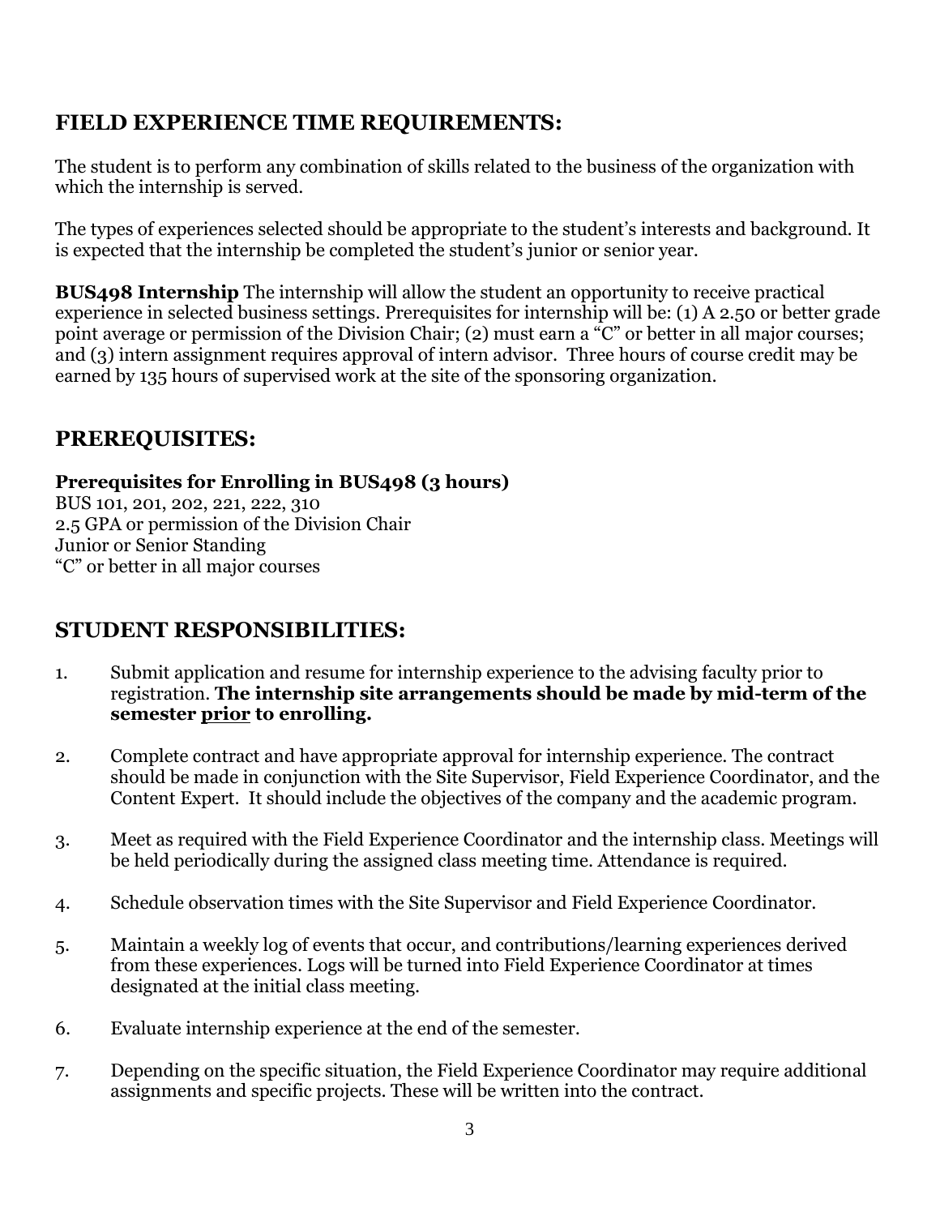## FIELD EXPERIENCE TIME REQUIREMENTS:

The student is to perform any combination of skills related to the business of the organization with which the internship is served.

The types of experiences selected should be appropriate to the student's interests and background. It is expected that the internship be completed the student's junior or senior year.

**BUS498 Internship** The internship will allow the student an opportunity to receive practical experience in selected business settings. Prerequisites for internship will be: (1) A 2.50 or better grade point average or permission of the Division Chair; (2) must earn a "C" or better in all major courses; and (3) intern assignment requires approval of intern advisor. Three hours of course credit may be earned by 135 hours of supervised work at the site of the sponsoring organization.

## PREREQUISITES:

**Prerequisites for Enrolling in BUS498 (3 hours)**
BUS 101, 201, 202, 221, 222, 310
2.5 GPA or permission of the Division Chair
Junior or Senior Standing
"C" or better in all major courses

## STUDENT RESPONSIBILITIES:

1. Submit application and resume for internship experience to the advising faculty prior to registration. **The internship site arrangements should be made by mid-term of the semester <u>prior</u> to enrolling.**

2. Complete contract and have appropriate approval for internship experience. The contract should be made in conjunction with the Site Supervisor, Field Experience Coordinator, and the Content Expert. It should include the objectives of the company and the academic program.

3. Meet as required with the Field Experience Coordinator and the internship class. Meetings will be held periodically during the assigned class meeting time. Attendance is required.

4. Schedule observation times with the Site Supervisor and Field Experience Coordinator.

5. Maintain a weekly log of events that occur, and contributions/learning experiences derived from these experiences. Logs will be turned into Field Experience Coordinator at times designated at the initial class meeting.

6. Evaluate internship experience at the end of the semester.

7. Depending on the specific situation, the Field Experience Coordinator may require additional assignments and specific projects. These will be written into the contract.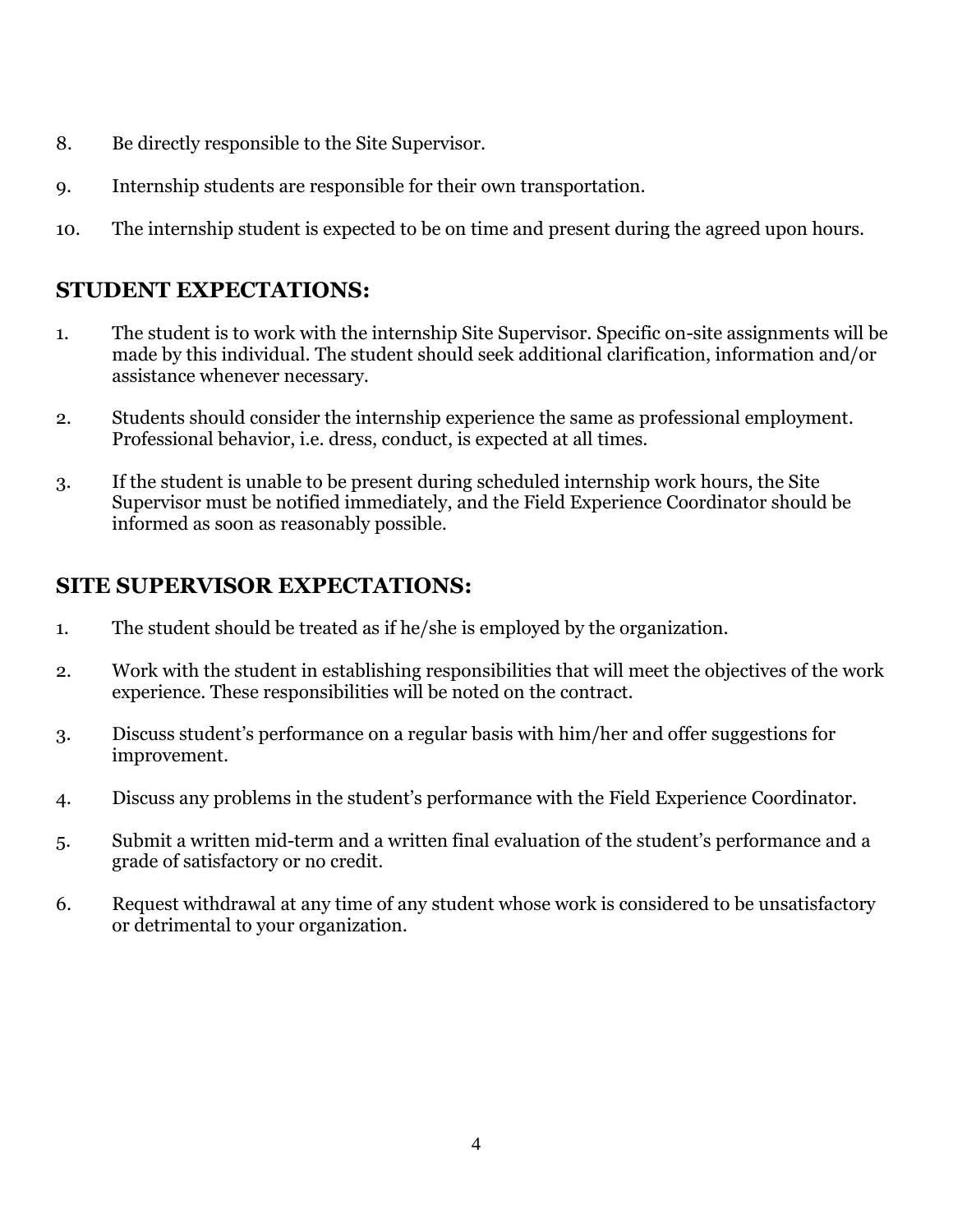8. Be directly responsible to the Site Supervisor.

9. Internship students are responsible for their own transportation.

10. The internship student is expected to be on time and present during the agreed upon hours.

## STUDENT EXPECTATIONS:

1. The student is to work with the internship Site Supervisor. Specific on-site assignments will be made by this individual. The student should seek additional clarification, information and/or assistance whenever necessary.

2. Students should consider the internship experience the same as professional employment. Professional behavior, i.e. dress, conduct, is expected at all times.

3. If the student is unable to be present during scheduled internship work hours, the Site Supervisor must be notified immediately, and the Field Experience Coordinator should be informed as soon as reasonably possible.

## SITE SUPERVISOR EXPECTATIONS:

1. The student should be treated as if he/she is employed by the organization.

2. Work with the student in establishing responsibilities that will meet the objectives of the work experience. These responsibilities will be noted on the contract.

3. Discuss student's performance on a regular basis with him/her and offer suggestions for improvement.

4. Discuss any problems in the student's performance with the Field Experience Coordinator.

5. Submit a written mid-term and a written final evaluation of the student's performance and a grade of satisfactory or no credit.

6. Request withdrawal at any time of any student whose work is considered to be unsatisfactory or detrimental to your organization.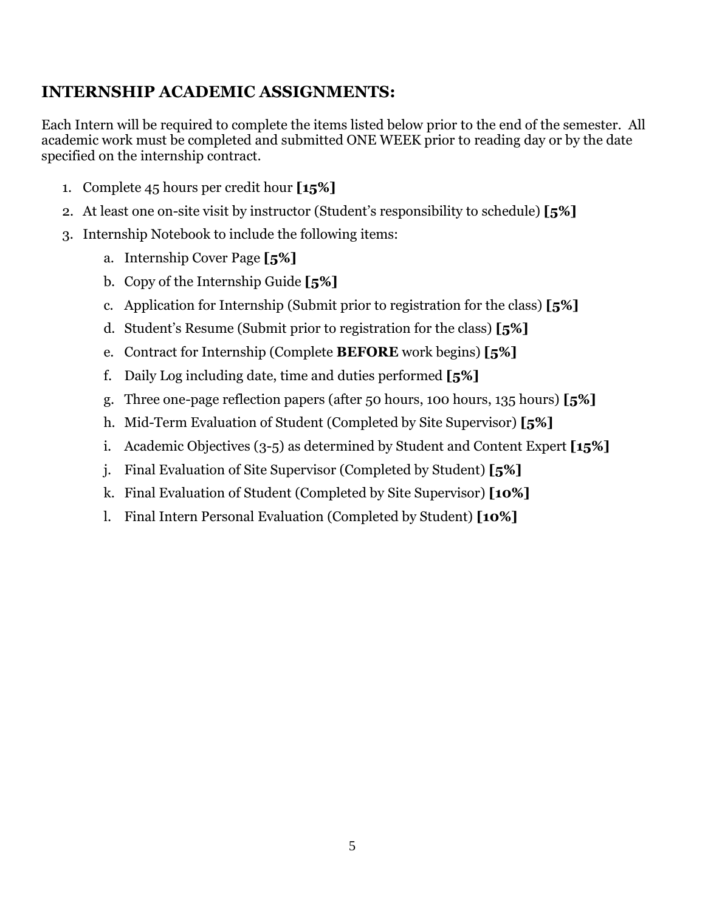## INTERNSHIP ACADEMIC ASSIGNMENTS:

Each Intern will be required to complete the items listed below prior to the end of the semester. All academic work must be completed and submitted ONE WEEK prior to reading day or by the date specified on the internship contract.

1. Complete 45 hours per credit hour **[15%]**
2. At least one on-site visit by instructor (Student's responsibility to schedule) **[5%]**
3. Internship Notebook to include the following items:
    a. Internship Cover Page **[5%]**
    b. Copy of the Internship Guide **[5%]**
    c. Application for Internship (Submit prior to registration for the class) **[5%]**
    d. Student's Resume (Submit prior to registration for the class) **[5%]**
    e. Contract for Internship (Complete **BEFORE** work begins) **[5%]**
    f. Daily Log including date, time and duties performed **[5%]**
    g. Three one-page reflection papers (after 50 hours, 100 hours, 135 hours) **[5%]**
    h. Mid-Term Evaluation of Student (Completed by Site Supervisor) **[5%]**
    i. Academic Objectives (3-5) as determined by Student and Content Expert **[15%]**
    j. Final Evaluation of Site Supervisor (Completed by Student) **[5%]**
    k. Final Evaluation of Student (Completed by Site Supervisor) **[10%]**
    l. Final Intern Personal Evaluation (Completed by Student) **[10%]**